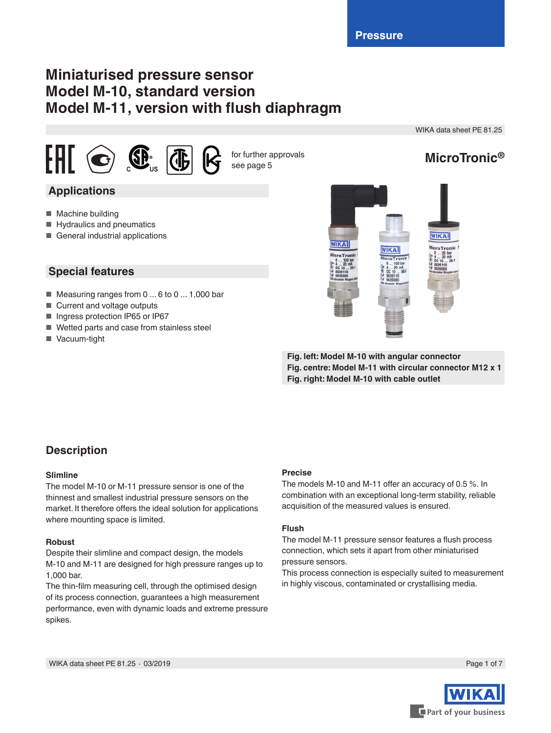Pressure

# Miniaturised pressure sensor
# Model M-10, standard version
# Model M-11, version with flush diaphragm

WIKA data sheet PE 81.25

for further approvals see page 5

**MicroTronic®**

## Applications

- Machine building
- Hydraulics and pneumatics
- General industrial applications

## Special features

- Measuring ranges from 0 ... 6 to 0 ... 1,000 bar
- Current and voltage outputs
- Ingress protection IP65 or IP67
- Wetted parts and case from stainless steel
- Vacuum-tight

**Fig. left: Model M-10 with angular connector**
**Fig. centre: Model M-11 with circular connector M12 x 1**
**Fig. right: Model M-10 with cable outlet**

## Description

### Slimline

The model M-10 or M-11 pressure sensor is one of the thinnest and smallest industrial pressure sensors on the market. It therefore offers the ideal solution for applications where mounting space is limited.

### Robust

Despite their slimline and compact design, the models M-10 and M-11 are designed for high pressure ranges up to 1,000 bar.

The thin-film measuring cell, through the optimised design of its process connection, guarantees a high measurement performance, even with dynamic loads and extreme pressure spikes.

### Precise

The models M-10 and M-11 offer an accuracy of 0.5 %. In combination with an exceptional long-term stability, reliable acquisition of the measured values is ensured.

### Flush

The model M-11 pressure sensor features a flush process connection, which sets it apart from other miniaturised pressure sensors.

This process connection is especially suited to measurement in highly viscous, contaminated or crystallising media.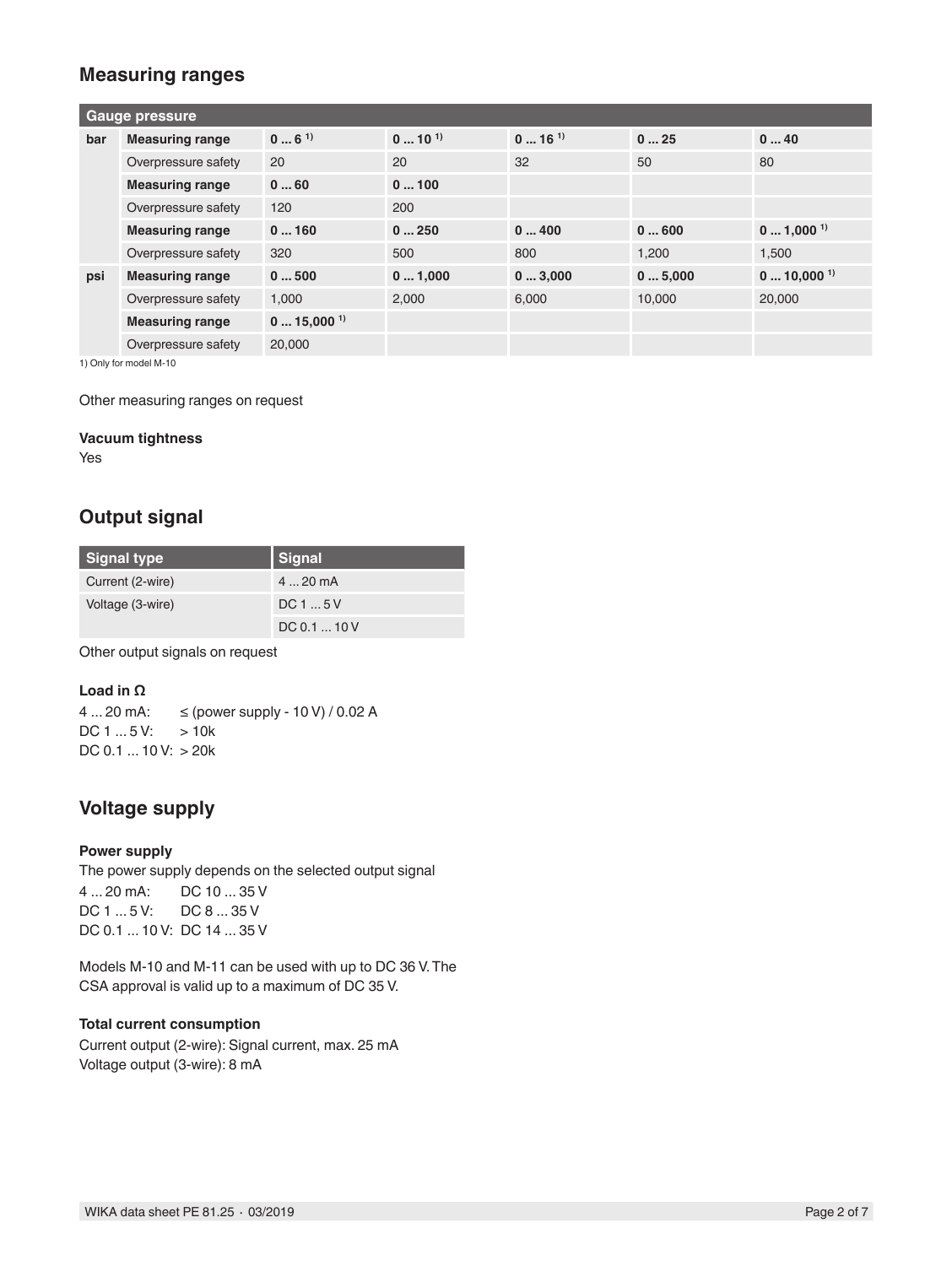## Measuring ranges

| Gauge pressure | | | | | | |
|---|---|---|---|---|---|---|
| bar | **Measuring range** | **0 ... 6** [1] | **0 ... 10** [1] | **0 ... 16** [1] | **0 ... 25** | **0 ... 40** |
| | Overpressure safety | 20 | 20 | 32 | 50 | 80 |
| | **Measuring range** | **0 ... 60** | **0 ... 100** | | | |
| | Overpressure safety | 120 | 200 | | | |
| | **Measuring range** | **0 ... 160** | **0 ... 250** | **0 ... 400** | **0 ... 600** | **0 ... 1,000** [1] |
| | Overpressure safety | 320 | 500 | 800 | 1,200 | 1,500 |
| psi | **Measuring range** | **0 ... 500** | **0 ... 1,000** | **0 ... 3,000** | **0 ... 5,000** | **0 ... 10,000** [1] |
| | Overpressure safety | 1,000 | 2,000 | 6,000 | 10,000 | 20,000 |
| | **Measuring range** | **0 ... 15,000** [1] | | | | |
| | Overpressure safety | 20,000 | | | | |

1) Only for model M-10

Other measuring ranges on request

**Vacuum tightness**

Yes

## Output signal

| Signal type | Signal |
|---|---|
| Current (2-wire) | 4 ... 20 mA |
| Voltage (3-wire) | DC 1 ... 5 V |
| | DC 0.1 ... 10 V |

Other output signals on request

**Load in Ω**

4 ... 20 mA: ≤ (power supply - 10 V) / 0.02 A
DC 1 ... 5 V: > 10k
DC 0.1 ... 10 V: > 20k

## Voltage supply

**Power supply**

The power supply depends on the selected output signal

4 ... 20 mA: DC 10 ... 35 V
DC 1 ... 5 V: DC 8 ... 35 V
DC 0.1 ... 10 V: DC 14 ... 35 V

Models M-10 and M-11 can be used with up to DC 36 V. The CSA approval is valid up to a maximum of DC 35 V.

**Total current consumption**

Current output (2-wire): Signal current, max. 25 mA
Voltage output (3-wire): 8 mA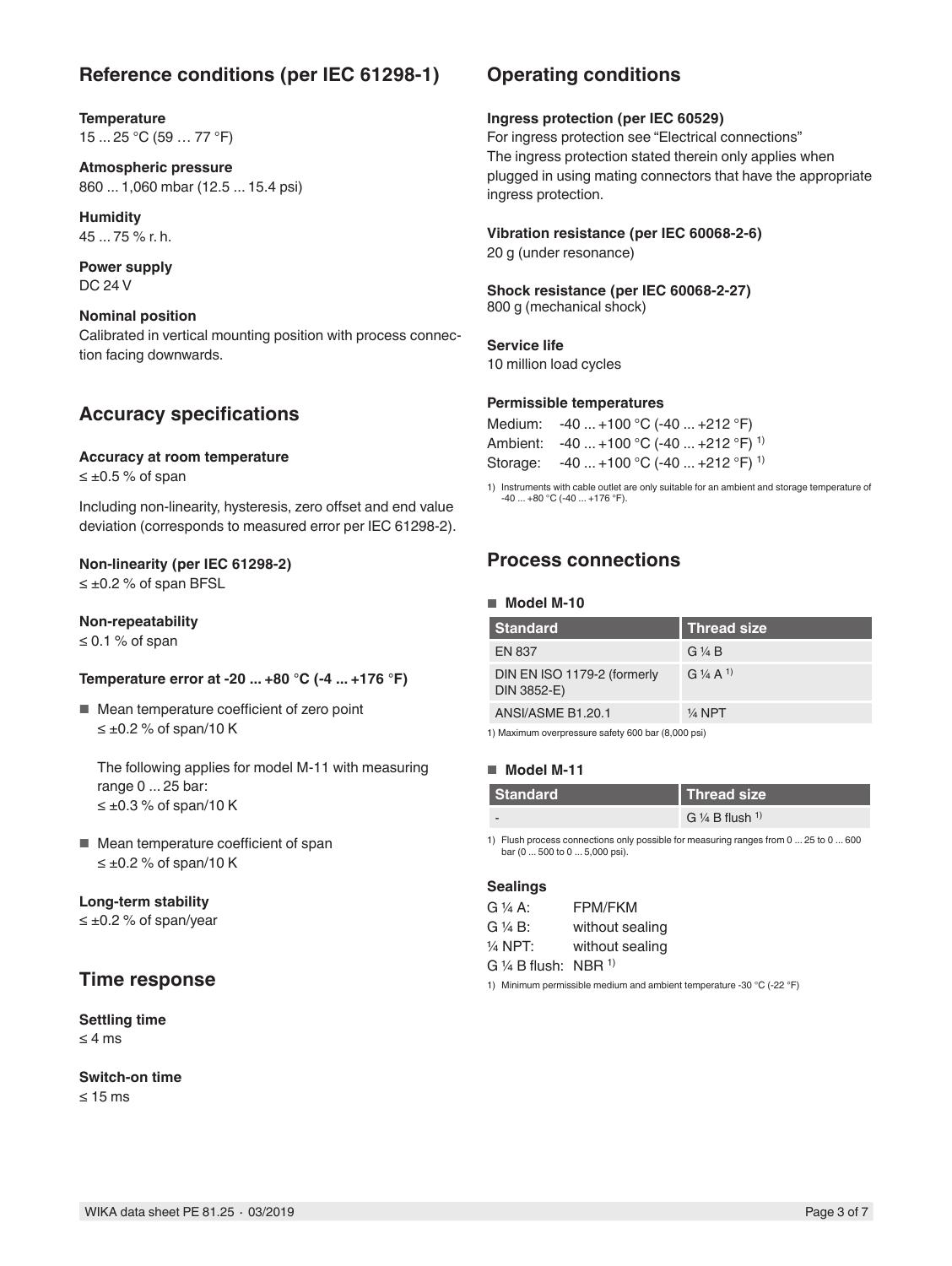## Reference conditions (per IEC 61298-1)

**Temperature**
15 ... 25 °C (59 … 77 °F)

**Atmospheric pressure**
860 ... 1,060 mbar (12.5 ... 15.4 psi)

**Humidity**
45 ... 75 % r. h.

**Power supply**
DC 24 V

**Nominal position**
Calibrated in vertical mounting position with process connection facing downwards.

## Accuracy specifications

**Accuracy at room temperature**
≤ ±0.5 % of span

Including non-linearity, hysteresis, zero offset and end value deviation (corresponds to measured error per IEC 61298-2).

**Non-linearity (per IEC 61298-2)**
≤ ±0.2 % of span BFSL

**Non-repeatability**
≤ 0.1 % of span

**Temperature error at -20 ... +80 °C (-4 ... +176 °F)**

- Mean temperature coefficient of zero point
  ≤ ±0.2 % of span/10 K

  The following applies for model M-11 with measuring range 0 ... 25 bar:
  ≤ ±0.3 % of span/10 K

- Mean temperature coefficient of span
  ≤ ±0.2 % of span/10 K

**Long-term stability**
≤ ±0.2 % of span/year

## Time response

**Settling time**
≤ 4 ms

**Switch-on time**
≤ 15 ms

## Operating conditions

**Ingress protection (per IEC 60529)**
For ingress protection see "Electrical connections"
The ingress protection stated therein only applies when plugged in using mating connectors that have the appropriate ingress protection.

**Vibration resistance (per IEC 60068-2-6)**
20 g (under resonance)

**Shock resistance (per IEC 60068-2-27)**
800 g (mechanical shock)

**Service life**
10 million load cycles

**Permissible temperatures**
Medium: -40 ... +100 °C (-40 ... +212 °F)
Ambient: -40 ... +100 °C (-40 ... +212 °F) [1]
Storage: -40 ... +100 °C (-40 ... +212 °F) [1]

1) Instruments with cable outlet are only suitable for an ambient and storage temperature of -40 ... +80 °C (-40 ... +176 °F).

## Process connections

### Model M-10

| Standard | Thread size |
|---|---|
| EN 837 | G ¼ B |
| DIN EN ISO 1179-2 (formerly DIN 3852-E) | G ¼ A [1] |
| ANSI/ASME B1.20.1 | ¼ NPT |

1) Maximum overpressure safety 600 bar (8,000 psi)

### Model M-11

| Standard | Thread size |
|---|---|
| - | G ¼ B flush [1] |

1) Flush process connections only possible for measuring ranges from 0 ... 25 to 0 ... 600 bar (0 ... 500 to 0 ... 5,000 psi).

**Sealings**
G ¼ A: FPM/FKM
G ¼ B: without sealing
¼ NPT: without sealing
G ¼ B flush: NBR [1]

1) Minimum permissible medium and ambient temperature -30 °C (-22 °F)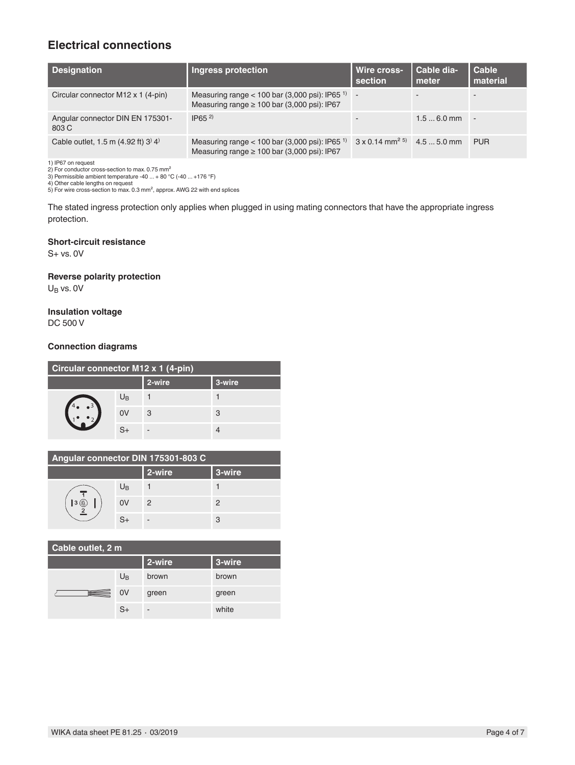## Electrical connections

| Designation | Ingress protection | Wire cross-section | Cable diameter | Cable material |
|---|---|---|---|---|
| Circular connector M12 x 1 (4-pin) | Measuring range < 100 bar (3,000 psi): IP65 [1]<br>Measuring range ≥ 100 bar (3,000 psi): IP67 | - | - | - |
| Angular connector DIN EN 175301-803 C | IP65 [2] | - | 1.5 ... 6.0 mm | - |
| Cable outlet, 1.5 m (4.92 ft) [3] [4] | Measuring range < 100 bar (3,000 psi): IP65 [1]<br>Measuring range ≥ 100 bar (3,000 psi): IP67 | 3 x 0.14 $mm^2$ [5] | 4.5 ... 5.0 mm | PUR |

1) IP67 on request
2) For conductor cross-section to max. 0.75 $mm^2$
3) Permissible ambient temperature -40 ... + 80 °C (-40 ... +176 °F)
4) Other cable lengths on request
5) For wire cross-section to max. 0.3 $mm^2$, approx. AWG 22 with end splices

The stated ingress protection only applies when plugged in using mating connectors that have the appropriate ingress protection.

**Short-circuit resistance**
S+ vs. 0V

**Reverse polarity protection**
$U_B$ vs. 0V

**Insulation voltage**
DC 500 V

**Connection diagrams**

| Circular connector M12 x 1 (4-pin) | 2-wire | 3-wire |
|---|---|---|
| $U_B$ | 1 | 1 |
| 0V | 3 | 3 |
| S+ | - | 4 |

| Angular connector DIN 175301-803 C | 2-wire | 3-wire |
|---|---|---|
| $U_B$ | 1 | 1 |
| 0V | 2 | 2 |
| S+ | - | 3 |

| Cable outlet, 2 m | 2-wire | 3-wire |
|---|---|---|
| $U_B$ | brown | brown |
| 0V | green | green |
| S+ | - | white |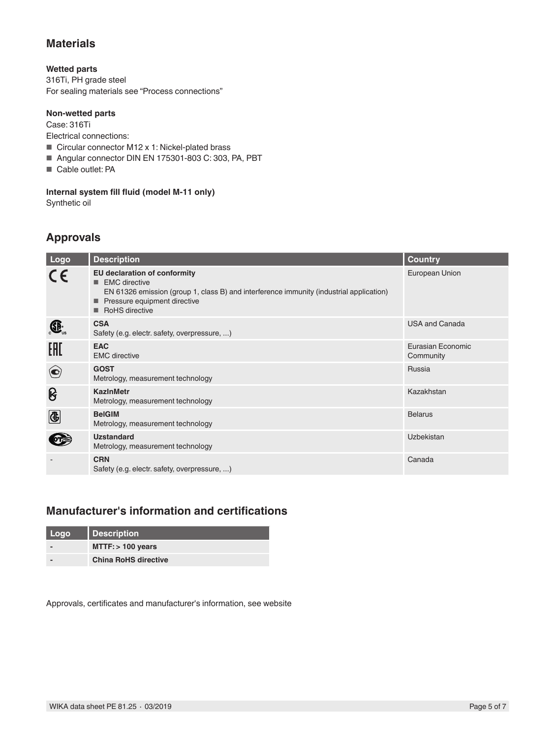## Materials

**Wetted parts**
316Ti, PH grade steel
For sealing materials see "Process connections"

**Non-wetted parts**
Case: 316Ti
Electrical connections:

- Circular connector M12 x 1: Nickel-plated brass
- Angular connector DIN EN 175301-803 C: 303, PA, PBT
- Cable outlet: PA

**Internal system fill fluid (model M-11 only)**
Synthetic oil

## Approvals

| Logo | Description | Country |
|---|---|---|
| CE | **EU declaration of conformity**<br>■ EMC directive<br>EN 61326 emission (group 1, class B) and interference immunity (industrial application)<br>■ Pressure equipment directive<br>■ RoHS directive | European Union |
| | **CSA**<br>Safety (e.g. electr. safety, overpressure, ...) | USA and Canada |
| EAC | **EAC**<br>EMC directive | Eurasian Economic Community |
| | **GOST**<br>Metrology, measurement technology | Russia |
| | **KazInMetr**<br>Metrology, measurement technology | Kazakhstan |
| | **BelGIM**<br>Metrology, measurement technology | Belarus |
| | **Uzstandard**<br>Metrology, measurement technology | Uzbekistan |
| - | **CRN**<br>Safety (e.g. electr. safety, overpressure, ...) | Canada |

## Manufacturer's information and certifications

| Logo | Description |
|---|---|
| - | **MTTF: > 100 years** |
| - | **China RoHS directive** |

Approvals, certificates and manufacturer's information, see website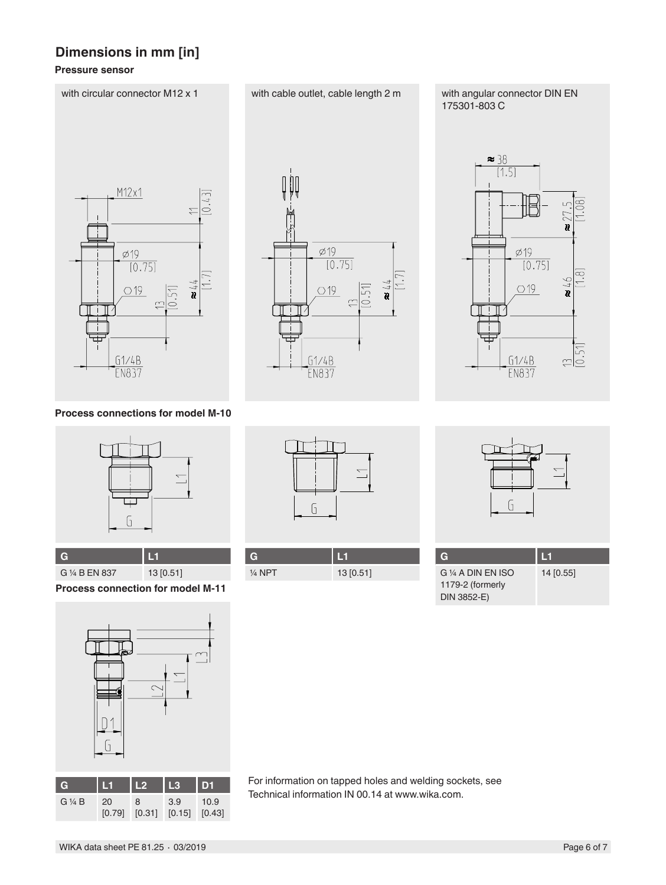## Dimensions in mm [in]

### Pressure sensor

with circular connector M12 x 1

with cable outlet, cable length 2 m

with angular connector DIN EN 175301-803 C

### Process connections for model M-10

| G | L1 |
|---|---|
| G ¼ B EN 837 | 13 [0.51] |

| G | L1 |
|---|---|
| ¼ NPT | 13 [0.51] |

| G | L1 |
|---|---|
| G ¼ A DIN EN ISO 1179-2 (formerly DIN 3852-E) | 14 [0.55] |

### Process connection for model M-11

| G | L1 | L2 | L3 | D1 |
|---|---|---|---|---|
| G ¼ B | 20 [0.79] | 8 [0.31] | 3.9 [0.15] | 10.9 [0.43] |

For information on tapped holes and welding sockets, see Technical information IN 00.14 at www.wika.com.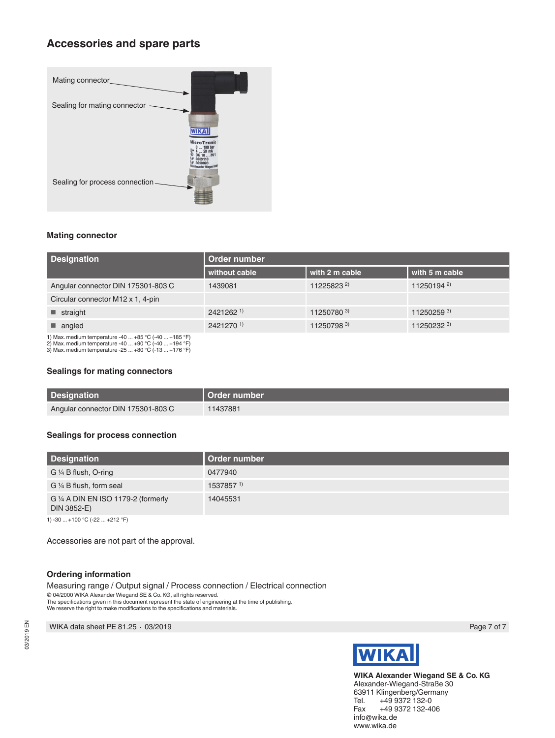## Accessories and spare parts

Mating connector

Sealing for mating connector

Sealing for process connection

### Mating connector

| Designation | Order number | | |
|---|---|---|---|
| | without cable | with 2 m cable | with 5 m cable |
| Angular connector DIN 175301-803 C | 1439081 | 11225823 [2] | 11250194 [2] |
| Circular connector M12 x 1, 4-pin | | | |
| ■ straight | 2421262 [1] | 11250780 [3] | 11250259 [3] |
| ■ angled | 2421270 [1] | 11250798 [3] | 11250232 [3] |

1) Max. medium temperature -40 ... +85 °C (-40 ... +185 °F)
2) Max. medium temperature -40 ... +90 °C (-40 ... +194 °F)
3) Max. medium temperature -25 ... +80 °C (-13 ... +176 °F)

### Sealings for mating connectors

| Designation | Order number |
|---|---|
| Angular connector DIN 175301-803 C | 11437881 |

### Sealings for process connection

| Designation | Order number |
|---|---|
| G ¼ B flush, O-ring | 0477940 |
| G ¼ B flush, form seal | 1537857 [1] |
| G ¼ A DIN EN ISO 1179-2 (formerly DIN 3852-E) | 14045531 |

1) -30 ... +100 °C (-22 ... +212 °F)

Accessories are not part of the approval.

### Ordering information

Measuring range / Output signal / Process connection / Electrical connection

© 04/2000 WIKA Alexander Wiegand SE & Co. KG, all rights reserved.
The specifications given in this document represent the state of engineering at the time of publishing.
We reserve the right to modify to the specifications and materials.

**WIKA Alexander Wiegand SE & Co. KG**
Alexander-Wiegand-Straße 30
63911 Klingenberg/Germany
Tel. +49 9372 132-0
Fax +49 9372 132-406
info@wika.de
www.wika.de